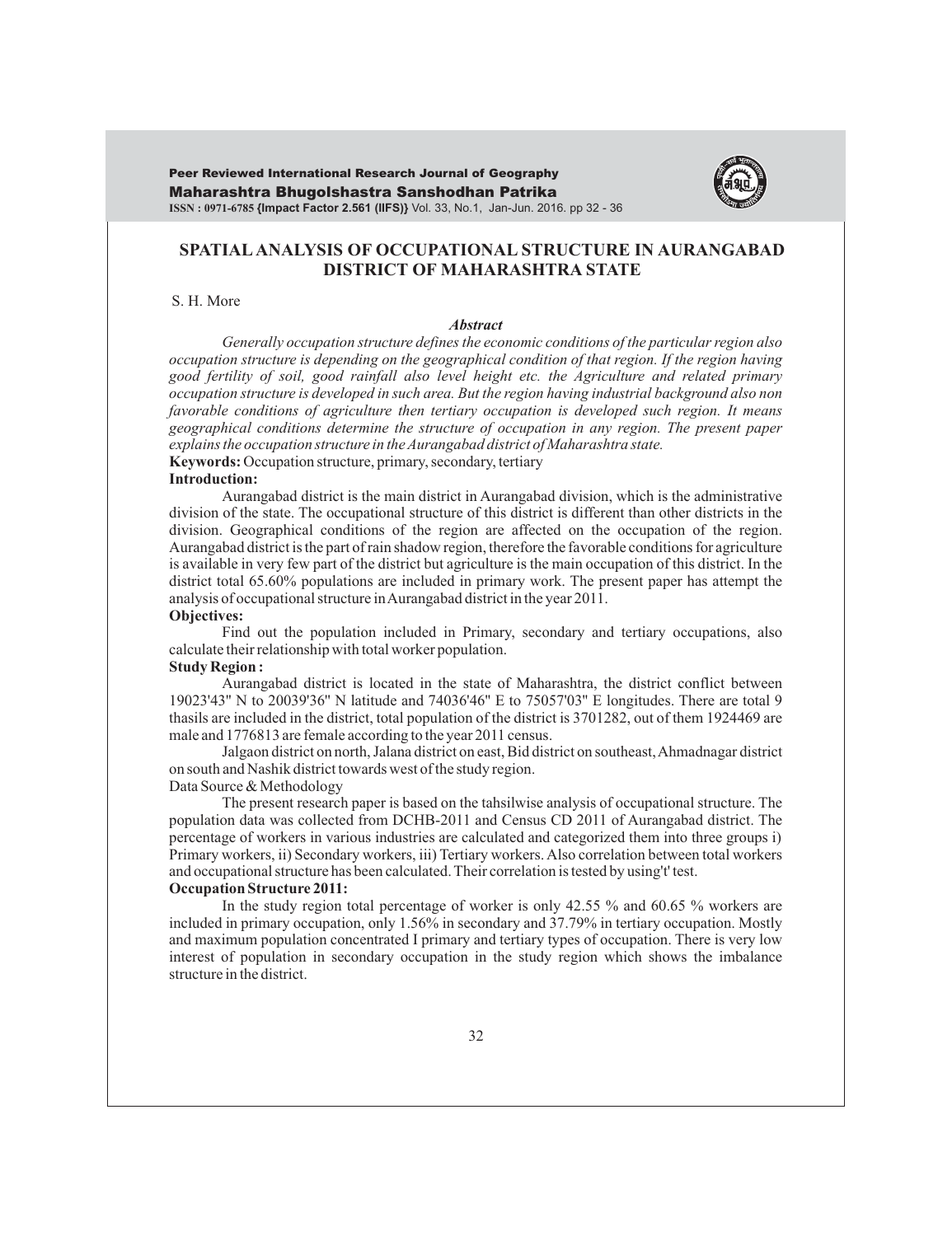# SPATIAL ANALYSIS OF OCCUPATIONAL STRUCTURE IN AURANGABAD DISTRICT OF MAHARASHTRA STATE

S. H. More

### *Abstract*

*Generally occupation structure defines the economic conditions of the particular region also occupation structure is depending on the geographical condition of that region. If the region having good fertility of soil, good rainfall also level height etc. the Agriculture and related primary occupation structure is developed in such area. But the region having industrial background also non favorable conditions of agriculture then tertiary occupation is developed such region. It means geographical conditions determine the structure of occupation in any region. The present paper explains the occupation structure in the Aurangabad district of Maharashtra state.*

**Keywords:** Occupation structure, primary, secondary, tertiary

**Introduction:**

Aurangabad district is the main district in Aurangabad division, which is the administrative division of the state. The occupational structure of this district is different than other districts in the division. Geographical conditions of the region are affected on the occupation of the region. Aurangabad district is the part of rain shadow region, therefore the favorable conditions for agriculture is available in very few part of the district but agriculture is the main occupation of this district. In the district total 65.60% populations are included in primary work. The present paper has attempt the analysis of occupational structure in Aurangabad district in the year 2011.

**Objectives:**

Find out the population included in Primary, secondary and tertiary occupations, also calculate their relationship with total worker population.

**Study Region :**

Aurangabad district is located in the state of Maharashtra, the district conflict between 19023'43" N to 20039'36" N latitude and 74036'46" E to 75057'03" E longitudes. There are total 9 thasils are included in the district, total population of the district is 3701282, out of them 1924469 are male and 1776813 are female according to the year 2011 census.

Jalgaon district on north, Jalana district on east, Bid district on southeast, Ahmadnagar district on south and Nashik district towards west of the study region.

Data Source & Methodology

The present research paper is based on the tahsilwise analysis of occupational structure. The population data was collected from DCHB-2011 and Census CD 2011 of Aurangabad district. The percentage of workers in various industries are calculated and categorized them into three groups i) Primary workers, ii) Secondary workers, iii) Tertiary workers. Also correlation between total workers and occupational structure has been calculated. Their correlation is tested by using't' test.

**Occupation Structure 2011:**

In the study region total percentage of worker is only 42.55 % and 60.65 % workers are included in primary occupation, only 1.56% in secondary and 37.79% in tertiary occupation. Mostly and maximum population concentrated I primary and tertiary types of occupation. There is very low interest of population in secondary occupation in the study region which shows the imbalance structure in the district.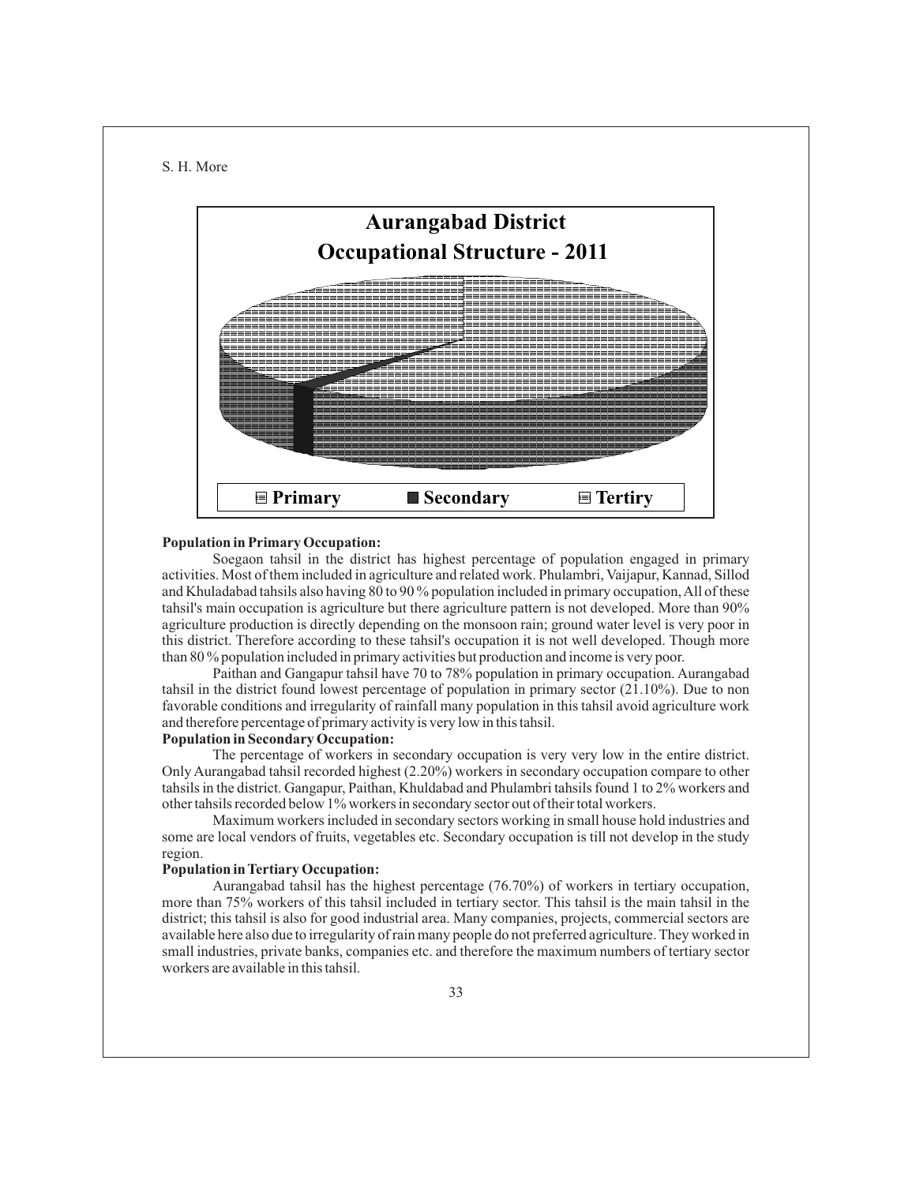**Aurangabad District**
**Occupational Structure - 2011**

Primary | Secondary | Tertiry

**Population in Primary Occupation:**

Soegaon tahsil in the district has highest percentage of population engaged in primary activities. Most of them included in agriculture and related work. Phulambri, Vaijapur, Kannad, Sillod and Khuladabad tahsils also having 80 to 90 % population included in primary occupation, All of these tahsil's main occupation is agriculture but there agriculture pattern is not developed. More than 90% agriculture production is directly depending on the monsoon rain; ground water level is very poor in this district. Therefore according to these tahsil's occupation it is not well developed. Though more than 80 % population included in primary activities but production and income is very poor.

Paithan and Gangapur tahsil have 70 to 78% population in primary occupation. Aurangabad tahsil in the district found lowest percentage of population in primary sector (21.10%). Due to non favorable conditions and irregularity of rainfall many population in this tahsil avoid agriculture work and therefore percentage of primary activity is very low in this tahsil.

**Population in Secondary Occupation:**

The percentage of workers in secondary occupation is very very low in the entire district. Only Aurangabad tahsil recorded highest (2.20%) workers in secondary occupation compare to other tahsils in the district. Gangapur, Paithan, Khuldabad and Phulambri tahsils found 1 to 2% workers and other tahsils recorded below 1% workers in secondary sector out of their total workers.

Maximum workers included in secondary sectors working in small house hold industries and some are local vendors of fruits, vegetables etc. Secondary occupation is till not develop in the study region.

**Population in Tertiary Occupation:**

Aurangabad tahsil has the highest percentage (76.70%) of workers in tertiary occupation, more than 75% workers of this tahsil included in tertiary sector. This tahsil is the main tahsil in the district; this tahsil is also for good industrial area. Many companies, projects, commercial sectors are available here also due to irregularity of rain many people do not preferred agriculture. They worked in small industries, private banks, companies etc. and therefore the maximum numbers of tertiary sector workers are available in this tahsil.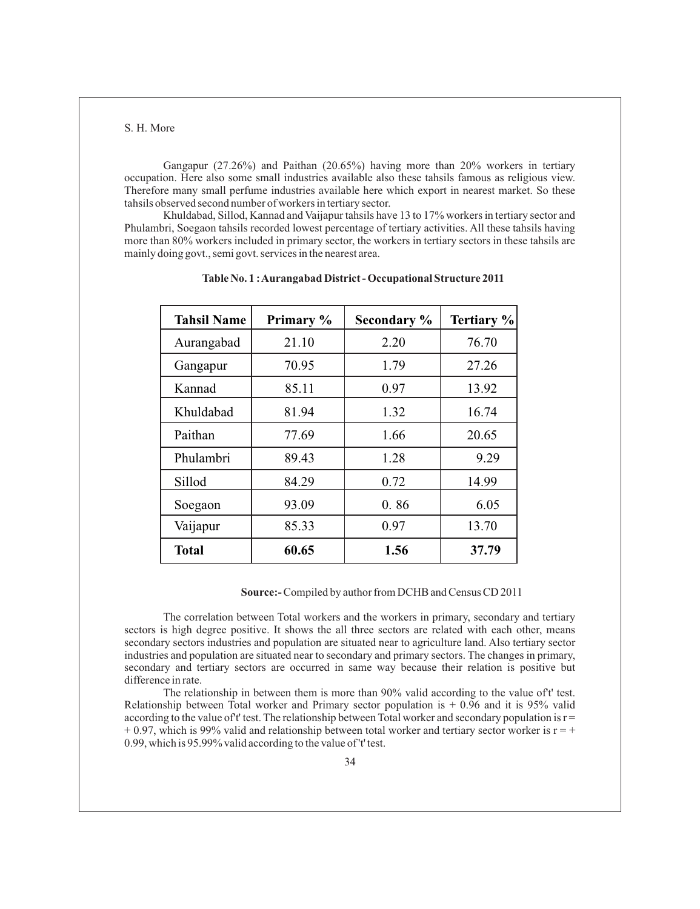Gangapur (27.26%) and Paithan (20.65%) having more than 20% workers in tertiary occupation. Here also some small industries available also these tahsils famous as religious view. Therefore many small perfume industries available here which export in nearest market. So these tahsils observed second number of workers in tertiary sector.

Khuldabad, Sillod, Kannad and Vaijapur tahsils have 13 to 17% workers in tertiary sector and Phulambri, Soegaon tahsils recorded lowest percentage of tertiary activities. All these tahsils having more than 80% workers included in primary sector, the workers in tertiary sectors in these tahsils are mainly doing govt., semi govt. services in the nearest area.

**Table No. 1 : Aurangabad District - Occupational Structure 2011**

| Tahsil Name | Primary % | Secondary % | Tertiary % |
|---|---|---|---|
| Aurangabad | 21.10 | 2.20 | 76.70 |
| Gangapur | 70.95 | 1.79 | 27.26 |
| Kannad | 85.11 | 0.97 | 13.92 |
| Khuldabad | 81.94 | 1.32 | 16.74 |
| Paithan | 77.69 | 1.66 | 20.65 |
| Phulambri | 89.43 | 1.28 | 9.29 |
| Sillod | 84.29 | 0.72 | 14.99 |
| Soegaon | 93.09 | 0. 86 | 6.05 |
| Vaijapur | 85.33 | 0.97 | 13.70 |
| **Total** | **60.65** | **1.56** | **37.79** |

**Source:-** Compiled by author from DCHB and Census CD 2011

The correlation between Total workers and the workers in primary, secondary and tertiary sectors is high degree positive. It shows the all three sectors are related with each other, means secondary sectors industries and population are situated near to agriculture land. Also tertiary sector industries and population are situated near to secondary and primary sectors. The changes in primary, secondary and tertiary sectors are occurred in same way because their relation is positive but difference in rate.

The relationship in between them is more than 90% valid according to the value of't' test. Relationship between Total worker and Primary sector population is + 0.96 and it is 95% valid according to the value of't' test. The relationship between Total worker and secondary population is r = + 0.97, which is 99% valid and relationship between total worker and tertiary sector worker is r = + 0.99, which is 95.99% valid according to the value of 't' test.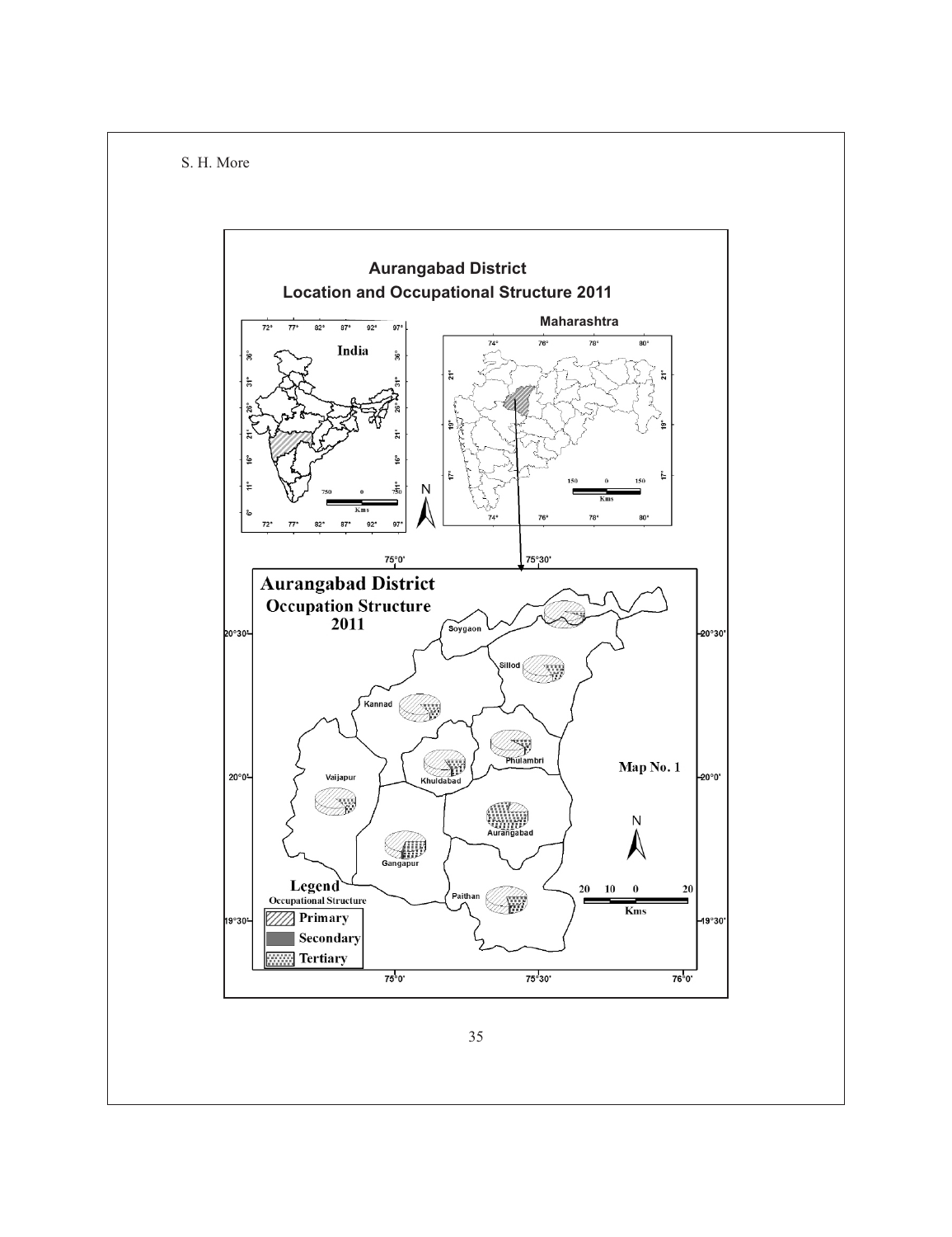**Aurangabad District**
**Location and Occupational Structure 2011**

**Aurangabad District**
**Occupation Structure**
**2011**

Map No. 1

**Legend**
Occupational Structure
- Primary
- Secondary
- Tertiary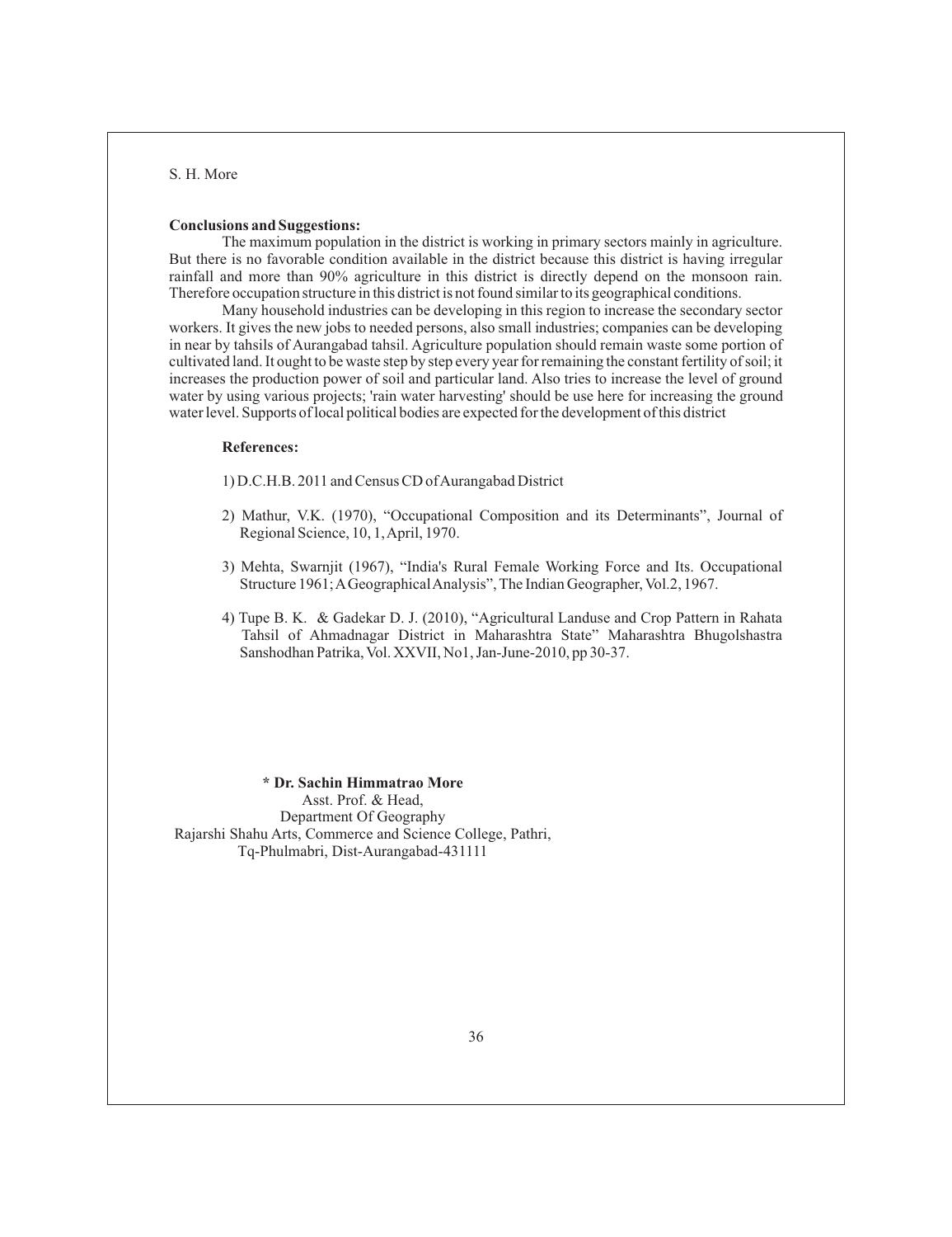**Conclusions and Suggestions:**

The maximum population in the district is working in primary sectors mainly in agriculture. But there is no favorable condition available in the district because this district is having irregular rainfall and more than 90% agriculture in this district is directly depend on the monsoon rain. Therefore occupation structure in this district is not found similar to its geographical conditions.

Many household industries can be developing in this region to increase the secondary sector workers. It gives the new jobs to needed persons, also small industries; companies can be developing in near by tahsils of Aurangabad tahsil. Agriculture population should remain waste some portion of cultivated land. It ought to be waste step by step every year for remaining the constant fertility of soil; it increases the production power of soil and particular land. Also tries to increase the level of ground water by using various projects; 'rain water harvesting' should be use here for increasing the ground water level. Supports of local political bodies are expected for the development of this district

**References:**

1) D.C.H.B. 2011 and Census CD of Aurangabad District

2) Mathur, V.K. (1970), "Occupational Composition and its Determinants", Journal of Regional Science, 10, 1, April, 1970.

3) Mehta, Swarnjit (1967), "India's Rural Female Working Force and Its. Occupational Structure 1961; A Geographical Analysis", The Indian Geographer, Vol.2, 1967.

4) Tupe B. K. & Gadekar D. J. (2010), "Agricultural Landuse and Crop Pattern in Rahata Tahsil of Ahmadnagar District in Maharashtra State" Maharashtra Bhugolshastra Sanshodhan Patrika, Vol. XXVII, No1, Jan-June-2010, pp 30-37.

**\* Dr. Sachin Himmatrao More**
Asst. Prof. & Head,
Department Of Geography
Rajarshi Shahu Arts, Commerce and Science College, Pathri,
Tq-Phulmabri, Dist-Aurangabad-431111